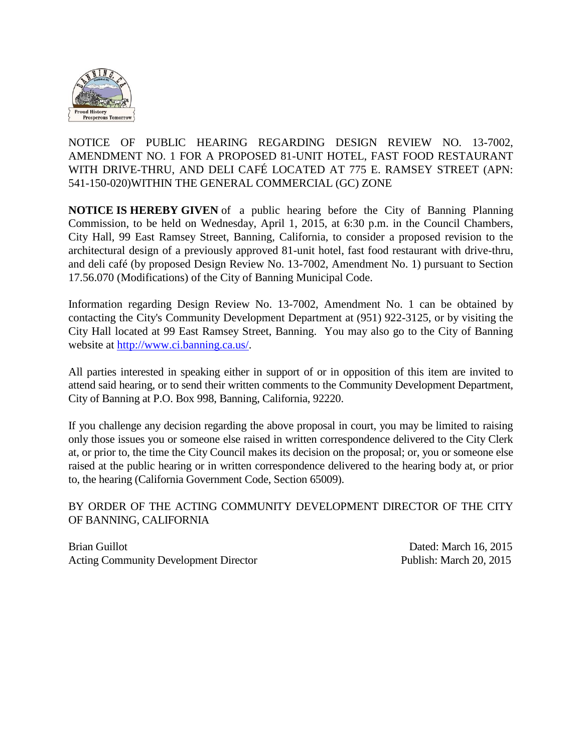NOTICE OF PUBLIC HEARING REGARDING DESIGN REVIEW NO. 13-7002, AMENDMENT NO. 1 FOR A PROPOSED 81-UNIT HOTEL, FAST FOOD RESTAURANT WITH DRIVE-THRU, AND DELI CAFÉ LOCATED AT 775 E. RAMSEY STREET (APN: 541-150-020)WITHIN THE GENERAL COMMERCIAL (GC) ZONE

**NOTICE IS HEREBY GIVEN** of a public hearing before the City of Banning Planning Commission, to be held on Wednesday, April 1, 2015, at 6:30 p.m. in the Council Chambers, City Hall, 99 East Ramsey Street, Banning, California, to consider a proposed revision to the architectural design of a previously approved 81-unit hotel, fast food restaurant with drive-thru, and deli café (by proposed Design Review No. 13-7002, Amendment No. 1) pursuant to Section 17.56.070 (Modifications) of the City of Banning Municipal Code.

Information regarding Design Review No. 13-7002, Amendment No. 1 can be obtained by contacting the City's Community Development Department at (951) 922-3125, or by visiting the City Hall located at 99 East Ramsey Street, Banning. You may also go to the City of Banning website at http://www.ci.banning.ca.us/.

All parties interested in speaking either in support of or in opposition of this item are invited to attend said hearing, or to send their written comments to the Community Development Department, City of Banning at P.O. Box 998, Banning, California, 92220.

If you challenge any decision regarding the above proposal in court, you may be limited to raising only those issues you or someone else raised in written correspondence delivered to the City Clerk at, or prior to, the time the City Council makes its decision on the proposal; or, you or someone else raised at the public hearing or in written correspondence delivered to the hearing body at, or prior to, the hearing (California Government Code, Section 65009).

BY ORDER OF THE ACTING COMMUNITY DEVELOPMENT DIRECTOR OF THE CITY OF BANNING, CALIFORNIA

Brian Guillot
Acting Community Development Director

Dated: March 16, 2015
Publish: March 20, 2015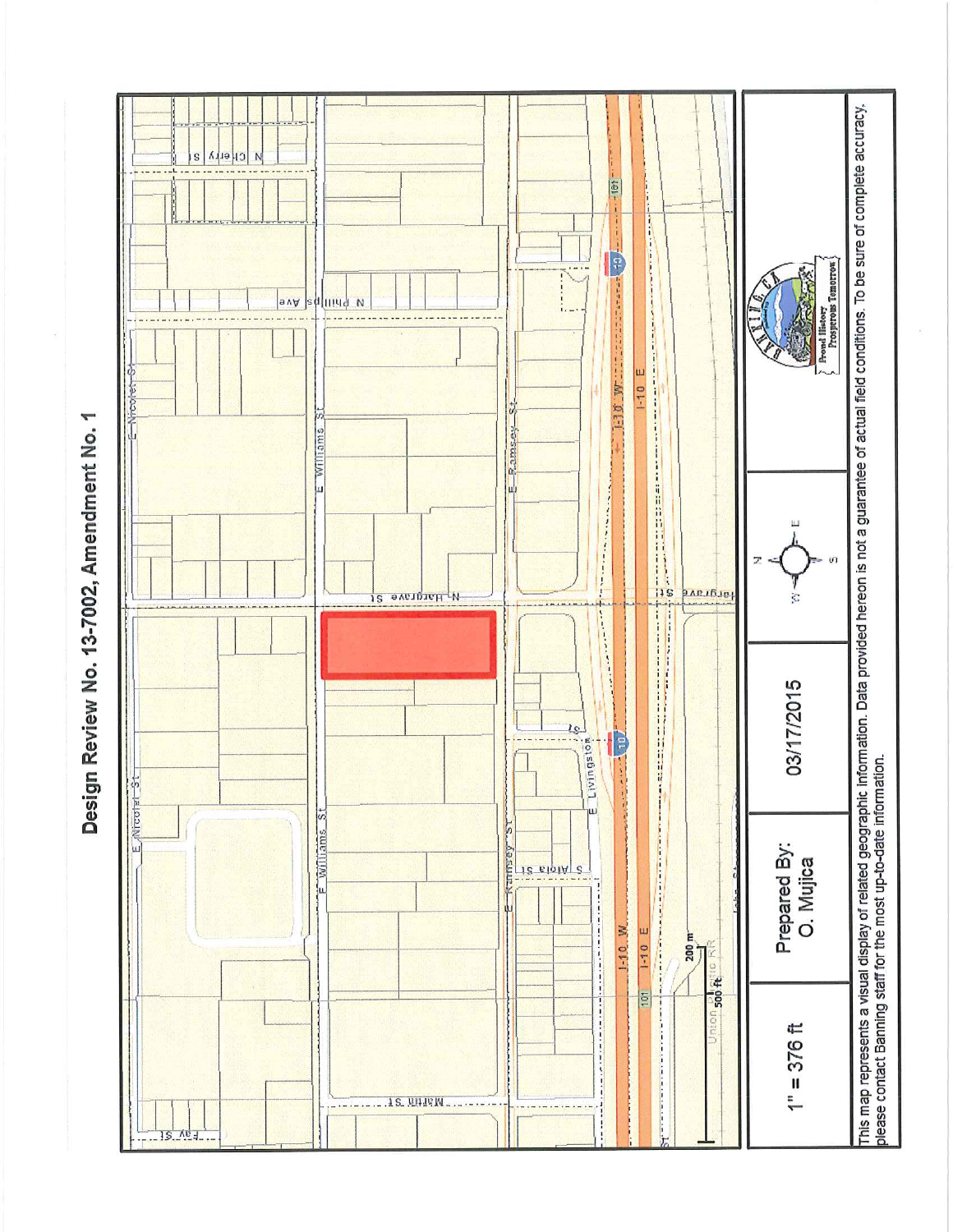# Design Review No. 13-7002, Amendment No. 1

E Nicolet St

E Williams St

E Ramsey St

E Livingston St

S Alola St

N Hargrave St

N Phillips Ave

N Cherry St

Martin St

Fay St

I-10 W

I-10 E

101

10

Union Pacific RR

200 m

500 ft

N

W

E

S

| | | | | |
|---|---|---|---|---|
| 1" = 376 ft | Prepared By: O. Mujica | 03/17/2015 | | Banning, CA — Proud History, Prosperous Tomorrow |

This map represents a visual display of related geographic information. Data provided hereon is not a guarantee of actual field conditions. To be sure of complete accuracy, please contact Banning staff for the most up-to-date information.